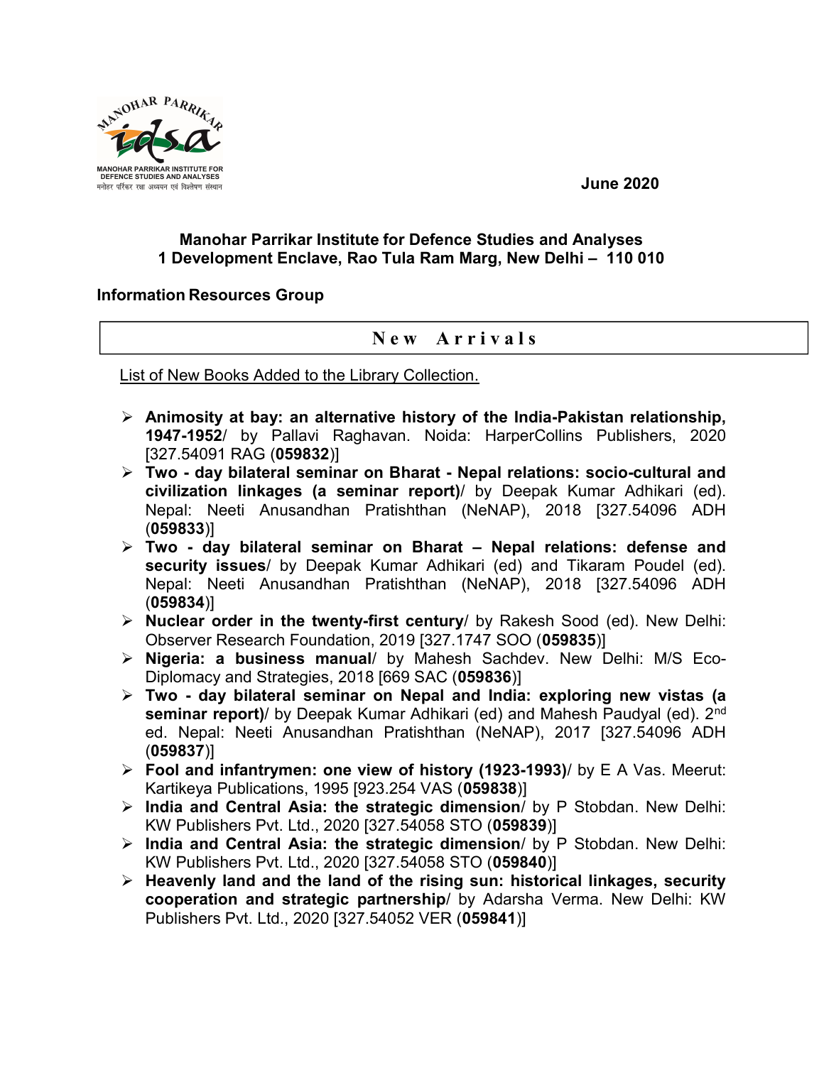June 2020

**Manohar Parrikar Institute for Defence Studies and Analyses**
**1 Development Enclave, Rao Tula Ram Marg, New Delhi – 110 010**

**Information Resources Group**

## New Arrivals

List of New Books Added to the Library Collection.

- **Animosity at bay: an alternative history of the India-Pakistan relationship, 1947-1952**/ by Pallavi Raghavan. Noida: HarperCollins Publishers, 2020 [327.54091 RAG (**059832**)]
- **Two - day bilateral seminar on Bharat - Nepal relations: socio-cultural and civilization linkages (a seminar report)**/ by Deepak Kumar Adhikari (ed). Nepal: Neeti Anusandhan Pratishthan (NeNAP), 2018 [327.54096 ADH (**059833**)]
- **Two - day bilateral seminar on Bharat – Nepal relations: defense and security issues**/ by Deepak Kumar Adhikari (ed) and Tikaram Poudel (ed). Nepal: Neeti Anusandhan Pratishthan (NeNAP), 2018 [327.54096 ADH (**059834**)]
- **Nuclear order in the twenty-first century**/ by Rakesh Sood (ed). New Delhi: Observer Research Foundation, 2019 [327.1747 SOO (**059835**)]
- **Nigeria: a business manual**/ by Mahesh Sachdev. New Delhi: M/S Eco-Diplomacy and Strategies, 2018 [669 SAC (**059836**)]
- **Two - day bilateral seminar on Nepal and India: exploring new vistas (a seminar report)**/ by Deepak Kumar Adhikari (ed) and Mahesh Paudyal (ed). 2nd ed. Nepal: Neeti Anusandhan Pratishthan (NeNAP), 2017 [327.54096 ADH (**059837**)]
- **Fool and infantrymen: one view of history (1923-1993)**/ by E A Vas. Meerut: Kartikeya Publications, 1995 [923.254 VAS (**059838**)]
- **India and Central Asia: the strategic dimension**/ by P Stobdan. New Delhi: KW Publishers Pvt. Ltd., 2020 [327.54058 STO (**059839**)]
- **India and Central Asia: the strategic dimension**/ by P Stobdan. New Delhi: KW Publishers Pvt. Ltd., 2020 [327.54058 STO (**059840**)]
- **Heavenly land and the land of the rising sun: historical linkages, security cooperation and strategic partnership**/ by Adarsha Verma. New Delhi: KW Publishers Pvt. Ltd., 2020 [327.54052 VER (**059841**)]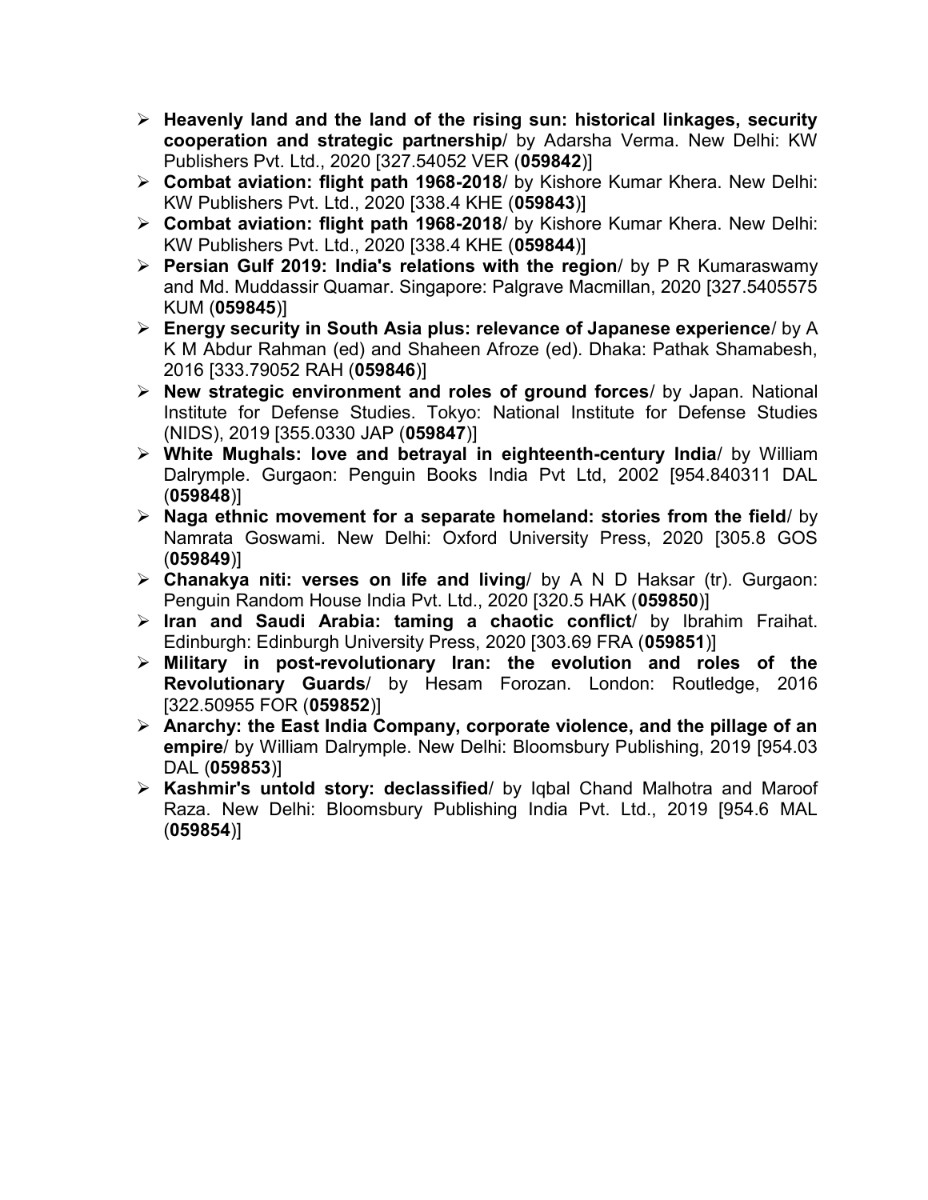- **Heavenly land and the land of the rising sun: historical linkages, security cooperation and strategic partnership**/ by Adarsha Verma. New Delhi: KW Publishers Pvt. Ltd., 2020 [327.54052 VER (**059842**)]
- **Combat aviation: flight path 1968-2018**/ by Kishore Kumar Khera. New Delhi: KW Publishers Pvt. Ltd., 2020 [338.4 KHE (**059843**)]
- **Combat aviation: flight path 1968-2018**/ by Kishore Kumar Khera. New Delhi: KW Publishers Pvt. Ltd., 2020 [338.4 KHE (**059844**)]
- **Persian Gulf 2019: India's relations with the region**/ by P R Kumaraswamy and Md. Muddassir Quamar. Singapore: Palgrave Macmillan, 2020 [327.5405575 KUM (**059845**)]
- **Energy security in South Asia plus: relevance of Japanese experience**/ by A K M Abdur Rahman (ed) and Shaheen Afroze (ed). Dhaka: Pathak Shamabesh, 2016 [333.79052 RAH (**059846**)]
- **New strategic environment and roles of ground forces**/ by Japan. National Institute for Defense Studies. Tokyo: National Institute for Defense Studies (NIDS), 2019 [355.0330 JAP (**059847**)]
- **White Mughals: love and betrayal in eighteenth-century India**/ by William Dalrymple. Gurgaon: Penguin Books India Pvt Ltd, 2002 [954.840311 DAL (**059848**)]
- **Naga ethnic movement for a separate homeland: stories from the field**/ by Namrata Goswami. New Delhi: Oxford University Press, 2020 [305.8 GOS (**059849**)]
- **Chanakya niti: verses on life and living**/ by A N D Haksar (tr). Gurgaon: Penguin Random House India Pvt. Ltd., 2020 [320.5 HAK (**059850**)]
- **Iran and Saudi Arabia: taming a chaotic conflict**/ by Ibrahim Fraihat. Edinburgh: Edinburgh University Press, 2020 [303.69 FRA (**059851**)]
- **Military in post-revolutionary Iran: the evolution and roles of the Revolutionary Guards**/ by Hesam Forozan. London: Routledge, 2016 [322.50955 FOR (**059852**)]
- **Anarchy: the East India Company, corporate violence, and the pillage of an empire**/ by William Dalrymple. New Delhi: Bloomsbury Publishing, 2019 [954.03 DAL (**059853**)]
- **Kashmir's untold story: declassified**/ by Iqbal Chand Malhotra and Maroof Raza. New Delhi: Bloomsbury Publishing India Pvt. Ltd., 2019 [954.6 MAL (**059854**)]